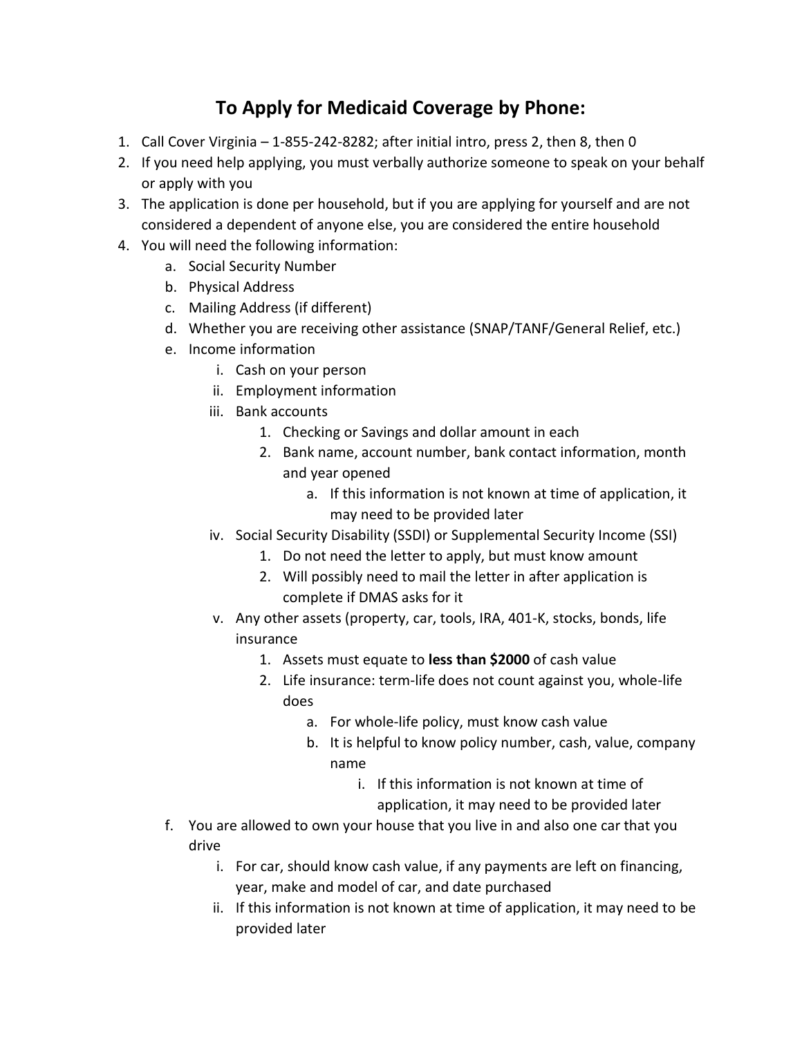# To Apply for Medicaid Coverage by Phone:

1. Call Cover Virginia – 1-855-242-8282; after initial intro, press 2, then 8, then 0
2. If you need help applying, you must verbally authorize someone to speak on your behalf or apply with you
3. The application is done per household, but if you are applying for yourself and are not considered a dependent of anyone else, you are considered the entire household
4. You will need the following information:
    a. Social Security Number
    b. Physical Address
    c. Mailing Address (if different)
    d. Whether you are receiving other assistance (SNAP/TANF/General Relief, etc.)
    e. Income information
        i. Cash on your person
        ii. Employment information
        iii. Bank accounts
            1. Checking or Savings and dollar amount in each
            2. Bank name, account number, bank contact information, month and year opened
                a. If this information is not known at time of application, it may need to be provided later
        iv. Social Security Disability (SSDI) or Supplemental Security Income (SSI)
            1. Do not need the letter to apply, but must know amount
            2. Will possibly need to mail the letter in after application is complete if DMAS asks for it
        v. Any other assets (property, car, tools, IRA, 401-K, stocks, bonds, life insurance
            1. Assets must equate to **less than $2000** of cash value
            2. Life insurance: term-life does not count against you, whole-life does
                a. For whole-life policy, must know cash value
                b. It is helpful to know policy number, cash, value, company name
                    i. If this information is not known at time of application, it may need to be provided later
    f. You are allowed to own your house that you live in and also one car that you drive
        i. For car, should know cash value, if any payments are left on financing, year, make and model of car, and date purchased
        ii. If this information is not known at time of application, it may need to be provided later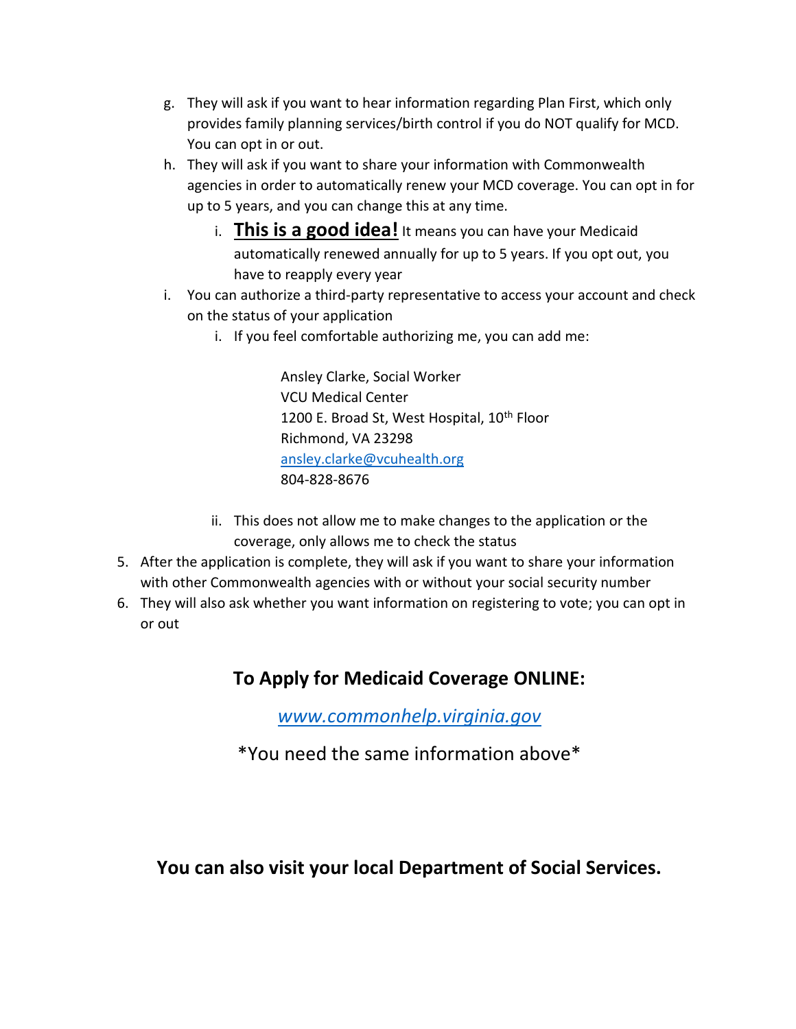g. They will ask if you want to hear information regarding Plan First, which only provides family planning services/birth control if you do NOT qualify for MCD. You can opt in or out.

h. They will ask if you want to share your information with Commonwealth agencies in order to automatically renew your MCD coverage. You can opt in for up to 5 years, and you can change this at any time.

   i. **<u>This is a good idea!</u>** It means you can have your Medicaid automatically renewed annually for up to 5 years. If you opt out, you have to reapply every year

i. You can authorize a third-party representative to access your account and check on the status of your application

   i. If you feel comfortable authorizing me, you can add me:

      Ansley Clarke, Social Worker
      VCU Medical Center
      1200 E. Broad St, West Hospital, 10th Floor
      Richmond, VA 23298
      ansley.clarke@vcuhealth.org
      804-828-8676

   ii. This does not allow me to make changes to the application or the coverage, only allows me to check the status

5. After the application is complete, they will ask if you want to share your information with other Commonwealth agencies with or without your social security number
6. They will also ask whether you want information on registering to vote; you can opt in or out

## To Apply for Medicaid Coverage ONLINE:

*www.commonhelp.virginia.gov*

*You need the same information above*

## You can also visit your local Department of Social Services.